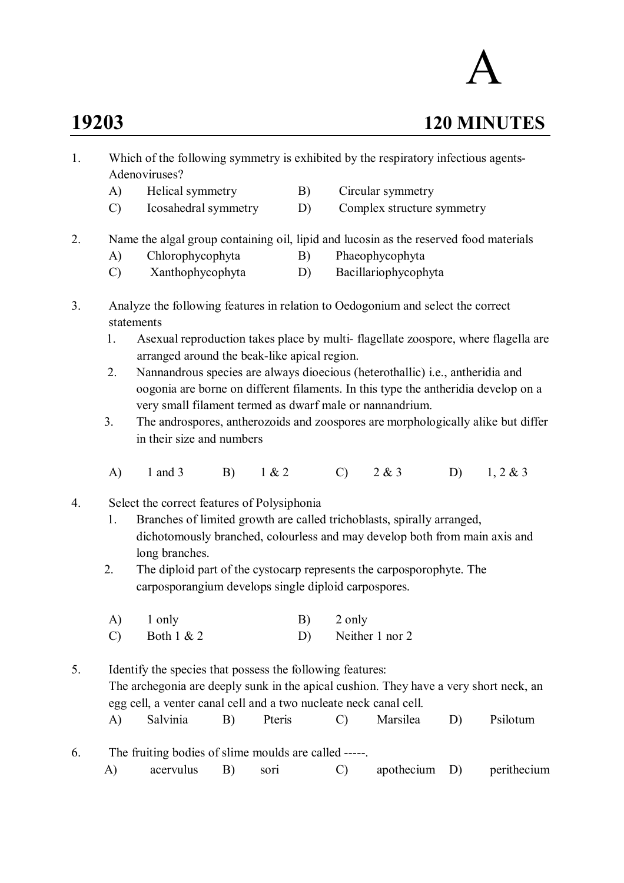# A

## 19203 — 120 MINUTES

1. Which of the following symmetry is exhibited by the respiratory infectious agents- Adenoviruses?
   - A) Helical symmetry
   - B) Circular symmetry
   - C) Icosahedral symmetry
   - D) Complex structure symmetry

2. Name the algal group containing oil, lipid and lucosin as the reserved food materials
   - A) Chlorophycophyta
   - B) Phaeophycophyta
   - C) Xanthophycophyta
   - D) Bacillariophycophyta

3. Analyze the following features in relation to Oedogonium and select the correct statements
   1. Asexual reproduction takes place by multi- flagellate zoospore, where flagella are arranged around the beak-like apical region.
   2. Nannandrous species are always dioecious (heterothallic) i.e., antheridia and oogonia are borne on different filaments. In this type the antheridia develop on a very small filament termed as dwarf male or nannandrium.
   3. The androspores, antherozoids and zoospores are morphologically alike but differ in their size and numbers

   - A) 1 and 3
   - B) 1 & 2
   - C) 2 & 3
   - D) 1, 2 & 3

4. Select the correct features of Polysiphonia
   1. Branches of limited growth are called trichoblasts, spirally arranged, dichotomously branched, colourless and may develop both from main axis and long branches.
   2. The diploid part of the cystocarp represents the carposporophyte. The carposporangium develops single diploid carpospores.

   - A) 1 only
   - B) 2 only
   - C) Both 1 & 2
   - D) Neither 1 nor 2

5. Identify the species that possess the following features:
   The archegonia are deeply sunk in the apical cushion. They have a very short neck, an egg cell, a venter canal cell and a two nucleate neck canal cell.
   - A) Salvinia
   - B) Pteris
   - C) Marsilea
   - D) Psilotum

6. The fruiting bodies of slime moulds are called -----.
   - A) acervulus
   - B) sori
   - C) apothecium
   - D) perithecium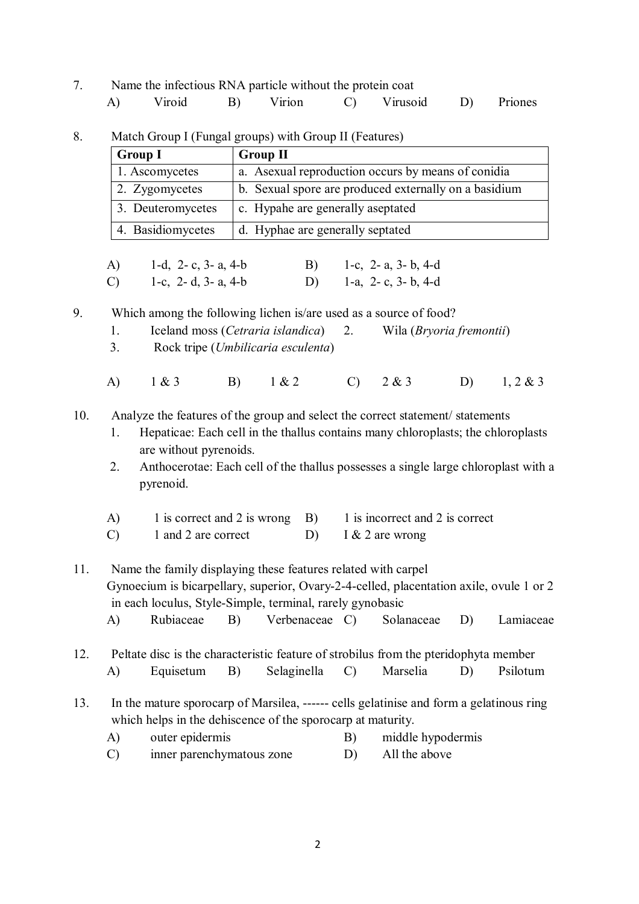7. Name the infectious RNA particle without the protein coat

   A) Viroid   B) Virion   C) Virusoid   D) Priones

8. Match Group I (Fungal groups) with Group II (Features)

| Group I | Group II |
|---|---|
| 1. Ascomycetes | a. Asexual reproduction occurs by means of conidia |
| 2. Zygomycetes | b. Sexual spore are produced externally on a basidium |
| 3. Deuteromycetes | c. Hypahe are generally aseptated |
| 4. Basidiomycetes | d. Hyphae are generally septated |

   A) 1-d, 2- c, 3- a, 4-b   B) 1-c, 2- a, 3- b, 4-d

   C) 1-c, 2- d, 3- a, 4-b   D) 1-a, 2- c, 3- b, 4-d

9. Which among the following lichen is/are used as a source of food?

   1. Iceland moss (*Cetraria islandica*)   2. Wila (*Bryoria fremontii*)
   3. Rock tripe (*Umbilicaria esculenta*)

   A) 1 & 3   B) 1 & 2   C) 2 & 3   D) 1, 2 & 3

10. Analyze the features of the group and select the correct statement/ statements

    1. Hepaticae: Each cell in the thallus contains many chloroplasts; the chloroplasts are without pyrenoids.
    2. Anthocerotae: Each cell of the thallus possesses a single large chloroplast with a pyrenoid.

    A) 1 is correct and 2 is wrong   B) 1 is incorrect and 2 is correct

    C) 1 and 2 are correct   D) I & 2 are wrong

11. Name the family displaying these features related with carpel

    Gynoecium is bicarpellary, superior, Ovary-2-4-celled, placentation axile, ovule 1 or 2 in each loculus, Style-Simple, terminal, rarely gynobasic

    A) Rubiaceae   B) Verbenaceae   C) Solanaceae   D) Lamiaceae

12. Peltate disc is the characteristic feature of strobilus from the pteridophyta member

    A) Equisetum   B) Selaginella   C) Marselia   D) Psilotum

13. In the mature sporocarp of Marsilea, ------ cells gelatinise and form a gelatinous ring which helps in the dehiscence of the sporocarp at maturity.

    A) outer epidermis   B) middle hypodermis

    C) inner parenchymatous zone   D) All the above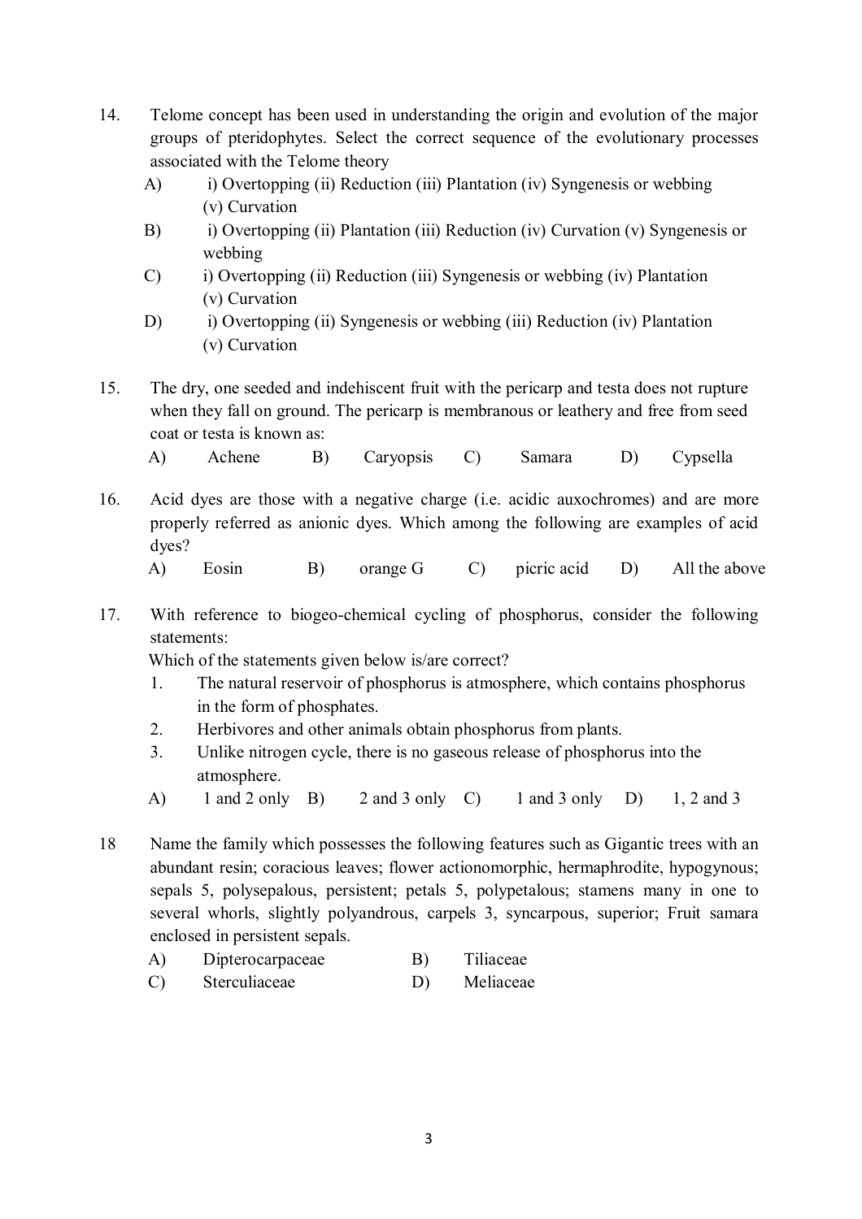14. Telome concept has been used in understanding the origin and evolution of the major groups of pteridophytes. Select the correct sequence of the evolutionary processes associated with the Telome theory

    A) i) Overtopping (ii) Reduction (iii) Plantation (iv) Syngenesis or webbing (v) Curvation

    B) i) Overtopping (ii) Plantation (iii) Reduction (iv) Curvation (v) Syngenesis or webbing

    C) i) Overtopping (ii) Reduction (iii) Syngenesis or webbing (iv) Plantation (v) Curvation

    D) i) Overtopping (ii) Syngenesis or webbing (iii) Reduction (iv) Plantation (v) Curvation

15. The dry, one seeded and indehiscent fruit with the pericarp and testa does not rupture when they fall on ground. The pericarp is membranous or leathery and free from seed coat or testa is known as:

    A) Achene B) Caryopsis C) Samara D) Cypsella

16. Acid dyes are those with a negative charge (i.e. acidic auxochromes) and are more properly referred as anionic dyes. Which among the following are examples of acid dyes?

    A) Eosin B) orange G C) picric acid D) All the above

17. With reference to biogeo-chemical cycling of phosphorus, consider the following statements:

    Which of the statements given below is/are correct?

    1. The natural reservoir of phosphorus is atmosphere, which contains phosphorus in the form of phosphates.
    2. Herbivores and other animals obtain phosphorus from plants.
    3. Unlike nitrogen cycle, there is no gaseous release of phosphorus into the atmosphere.

    A) 1 and 2 only B) 2 and 3 only C) 1 and 3 only D) 1, 2 and 3

18 Name the family which possesses the following features such as Gigantic trees with an abundant resin; coracious leaves; flower actionomorphic, hermaphrodite, hypogynous; sepals 5, polysepalous, persistent; petals 5, polypetalous; stamens many in one to several whorls, slightly polyandrous, carpels 3, syncarpous, superior; Fruit samara enclosed in persistent sepals.

    A) Dipterocarpaceae B) Tiliaceae

    C) Sterculiaceae D) Meliaceae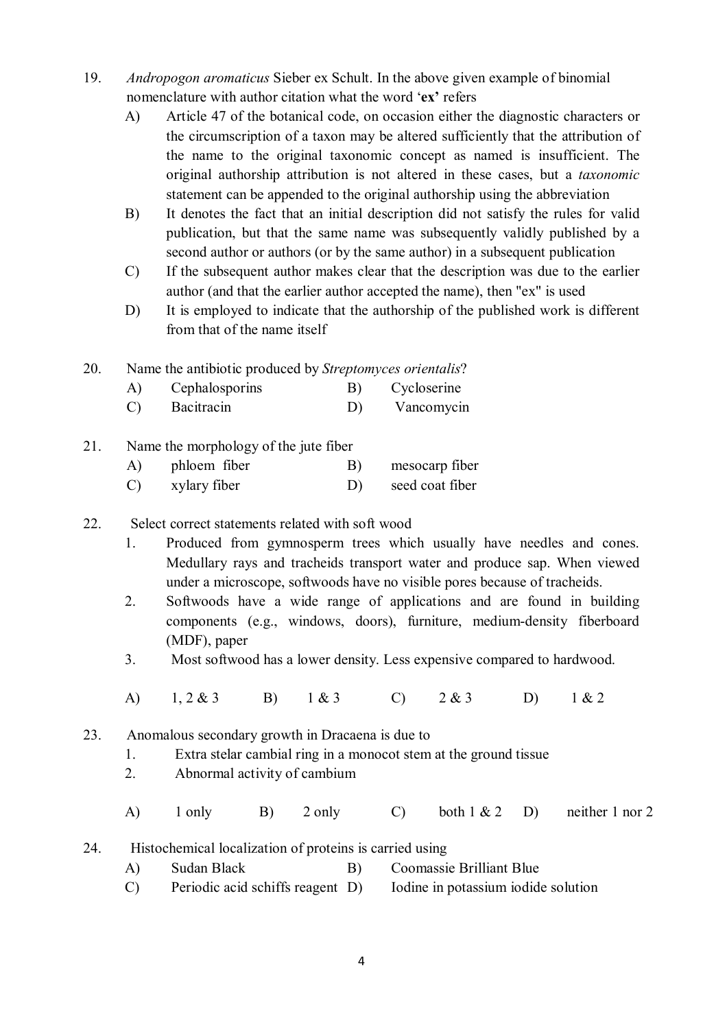19. *Andropogon aromaticus* Sieber ex Schult. In the above given example of binomial nomenclature with author citation what the word '**ex**' refers

    A) Article 47 of the botanical code, on occasion either the diagnostic characters or the circumscription of a taxon may be altered sufficiently that the attribution of the name to the original taxonomic concept as named is insufficient. The original authorship attribution is not altered in these cases, but a *taxonomic* statement can be appended to the original authorship using the abbreviation

    B) It denotes the fact that an initial description did not satisfy the rules for valid publication, but that the same name was subsequently validly published by a second author or authors (or by the same author) in a subsequent publication

    C) If the subsequent author makes clear that the description was due to the earlier author (and that the earlier author accepted the name), then "ex" is used

    D) It is employed to indicate that the authorship of the published work is different from that of the name itself

20. Name the antibiotic produced by *Streptomyces orientalis*?

    A) Cephalosporins
    B) Cycloserine
    C) Bacitracin
    D) Vancomycin

21. Name the morphology of the jute fiber

    A) phloem fiber
    B) mesocarp fiber
    C) xylary fiber
    D) seed coat fiber

22. Select correct statements related with soft wood

    1. Produced from gymnosperm trees which usually have needles and cones. Medullary rays and tracheids transport water and produce sap. When viewed under a microscope, softwoods have no visible pores because of tracheids.
    2. Softwoods have a wide range of applications and are found in building components (e.g., windows, doors), furniture, medium-density fiberboard (MDF), paper
    3. Most softwood has a lower density. Less expensive compared to hardwood.

    A) 1, 2 & 3
    B) 1 & 3
    C) 2 & 3
    D) 1 & 2

23. Anomalous secondary growth in Dracaena is due to

    1. Extra stelar cambial ring in a monocot stem at the ground tissue
    2. Abnormal activity of cambium

    A) 1 only
    B) 2 only
    C) both 1 & 2
    D) neither 1 nor 2

24. Histochemical localization of proteins is carried using

    A) Sudan Black
    B) Coomassie Brilliant Blue
    C) Periodic acid schiffs reagent
    D) Iodine in potassium iodide solution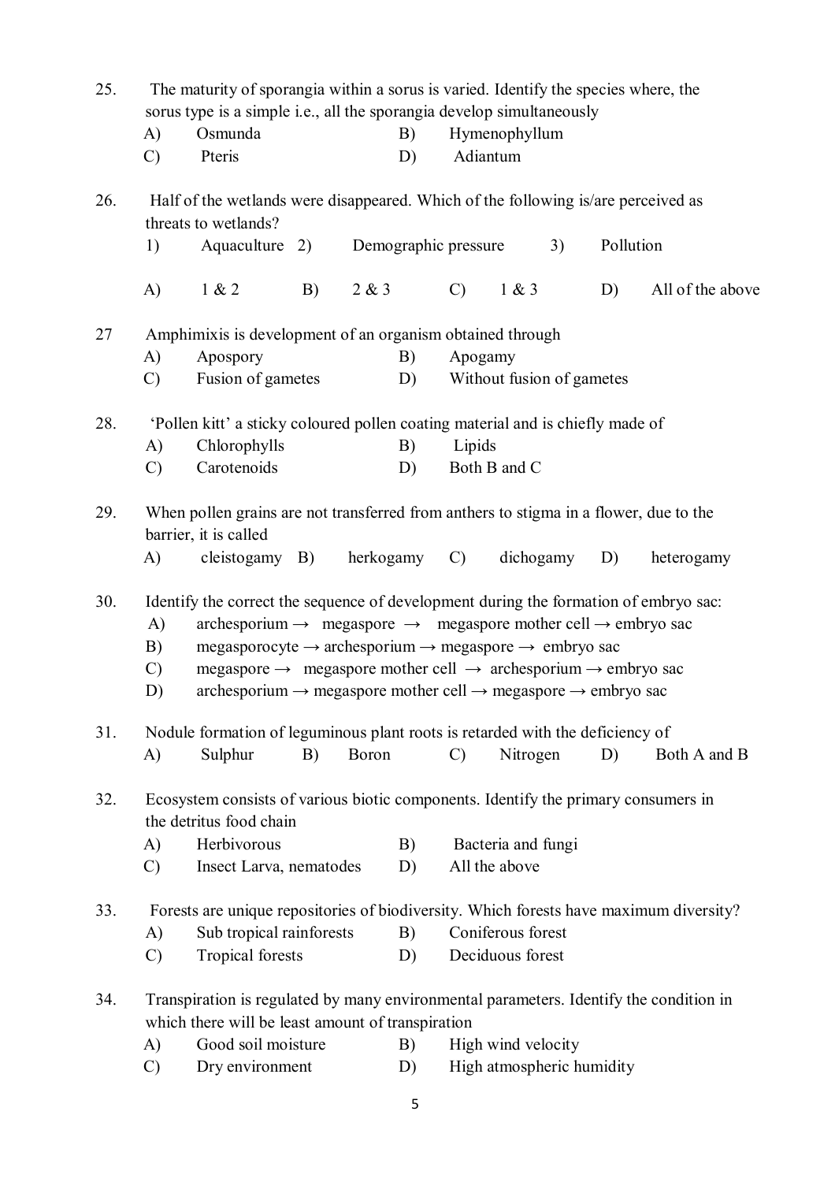25. The maturity of sporangia within a sorus is varied. Identify the species where, the sorus type is a simple i.e., all the sporangia develop simultaneously

    A) Osmunda　　B) Hymenophyllum

    C) Pteris　　D) Adiantum

26. Half of the wetlands were disappeared. Which of the following is/are perceived as threats to wetlands?

    1) Aquaculture　2) Demographic pressure　3) Pollution

    A) 1 & 2　B) 2 & 3　C) 1 & 3　D) All of the above

27 Amphimixis is development of an organism obtained through

    A) Apospory　　B) Apogamy

    C) Fusion of gametes　　D) Without fusion of gametes

28. 'Pollen kitt' a sticky coloured pollen coating material and is chiefly made of

    A) Chlorophylls　　B) Lipids

    C) Carotenoids　　D) Both B and C

29. When pollen grains are not transferred from anthers to stigma in a flower, due to the barrier, it is called

    A) cleistogamy　B) herkogamy　C) dichogamy　D) heterogamy

30. Identify the correct the sequence of development during the formation of embryo sac:

    A) archesporium → megaspore → megaspore mother cell → embryo sac

    B) megasporocyte → archesporium → megaspore → embryo sac

    C) megaspore → megaspore mother cell → archesporium → embryo sac

    D) archesporium → megaspore mother cell → megaspore → embryo sac

31. Nodule formation of leguminous plant roots is retarded with the deficiency of

    A) Sulphur　B) Boron　C) Nitrogen　D) Both A and B

32. Ecosystem consists of various biotic components. Identify the primary consumers in the detritus food chain

    A) Herbivorous　　B) Bacteria and fungi

    C) Insect Larva, nematodes　　D) All the above

33. Forests are unique repositories of biodiversity. Which forests have maximum diversity?

    A) Sub tropical rainforests　　B) Coniferous forest

    C) Tropical forests　　D) Deciduous forest

34. Transpiration is regulated by many environmental parameters. Identify the condition in which there will be least amount of transpiration

    A) Good soil moisture　　B) High wind velocity

    C) Dry environment　　D) High atmospheric humidity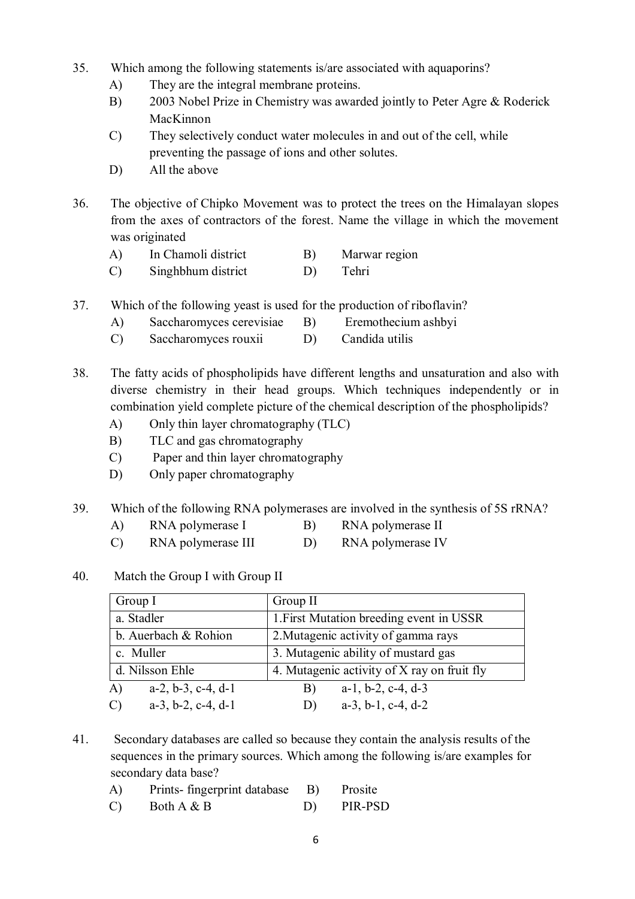35. Which among the following statements is/are associated with aquaporins?
    A) They are the integral membrane proteins.
    B) 2003 Nobel Prize in Chemistry was awarded jointly to Peter Agre & Roderick MacKinnon
    C) They selectively conduct water molecules in and out of the cell, while preventing the passage of ions and other solutes.
    D) All the above

36. The objective of Chipko Movement was to protect the trees on the Himalayan slopes from the axes of contractors of the forest. Name the village in which the movement was originated
    A) In Chamoli district  B) Marwar region
    C) Singhbhum district  D) Tehri

37. Which of the following yeast is used for the production of riboflavin?
    A) Saccharomyces cerevisiae  B) Eremothecium ashbyi
    C) Saccharomyces rouxii  D) Candida utilis

38. The fatty acids of phospholipids have different lengths and unsaturation and also with diverse chemistry in their head groups. Which techniques independently or in combination yield complete picture of the chemical description of the phospholipids?
    A) Only thin layer chromatography (TLC)
    B) TLC and gas chromatography
    C) Paper and thin layer chromatography
    D) Only paper chromatography

39. Which of the following RNA polymerases are involved in the synthesis of 5S rRNA?
    A) RNA polymerase I  B) RNA polymerase II
    C) RNA polymerase III  D) RNA polymerase IV

40. Match the Group I with Group II

| Group I | Group II |
|---|---|
| a. Stadler | 1.First Mutation breeding event in USSR |
| b. Auerbach & Rohion | 2.Mutagenic activity of gamma rays |
| c. Muller | 3. Mutagenic ability of mustard gas |
| d. Nilsson Ehle | 4. Mutagenic activity of X ray on fruit fly |

    A) a-2, b-3, c-4, d-1  B) a-1, b-2, c-4, d-3
    C) a-3, b-2, c-4, d-1  D) a-3, b-1, c-4, d-2

41. Secondary databases are called so because they contain the analysis results of the sequences in the primary sources. Which among the following is/are examples for secondary data base?
    A) Prints- fingerprint database  B) Prosite
    C) Both A & B  D) PIR-PSD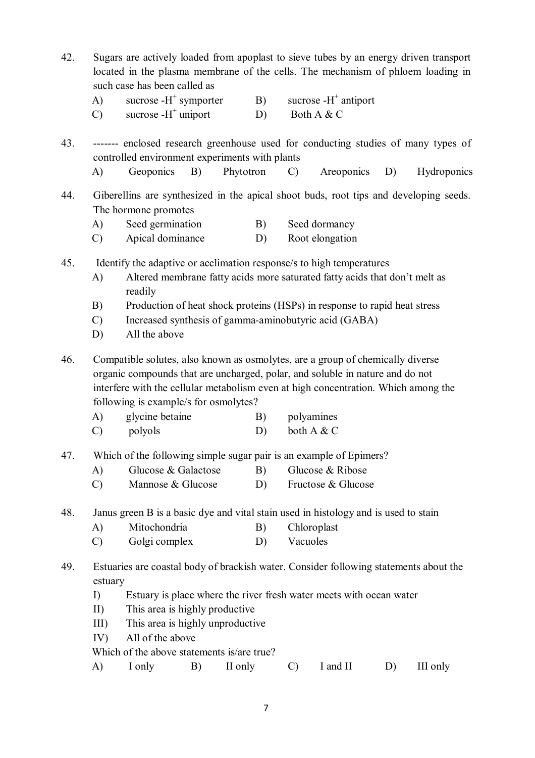42. Sugars are actively loaded from apoplast to sieve tubes by an energy driven transport located in the plasma membrane of the cells. The mechanism of phloem loading in such case has been called as

    A) sucrose -$H^+$ symporter  B) sucrose -$H^+$ antiport
    C) sucrose -$H^+$ uniport  D) Both A & C

43. ------- enclosed research greenhouse used for conducting studies of many types of controlled environment experiments with plants

    A) Geoponics  B) Phytotron  C) Areoponics  D) Hydroponics

44. Giberellins are synthesized in the apical shoot buds, root tips and developing seeds. The hormone promotes

    A) Seed germination  B) Seed dormancy
    C) Apical dominance  D) Root elongation

45. Identify the adaptive or acclimation response/s to high temperatures

    A) Altered membrane fatty acids more saturated fatty acids that don't melt as readily
    B) Production of heat shock proteins (HSPs) in response to rapid heat stress
    C) Increased synthesis of gamma-aminobutyric acid (GABA)
    D) All the above

46. Compatible solutes, also known as osmolytes, are a group of chemically diverse organic compounds that are uncharged, polar, and soluble in nature and do not interfere with the cellular metabolism even at high concentration. Which among the following is example/s for osmolytes?

    A) glycine betaine  B) polyamines
    C) polyols  D) both A & C

47. Which of the following simple sugar pair is an example of Epimers?

    A) Glucose & Galactose  B) Glucose & Ribose
    C) Mannose & Glucose  D) Fructose & Glucose

48. Janus green B is a basic dye and vital stain used in histology and is used to stain

    A) Mitochondria  B) Chloroplast
    C) Golgi complex  D) Vacuoles

49. Estuaries are coastal body of brackish water. Consider following statements about the estuary

    I) Estuary is place where the river fresh water meets with ocean water
    II) This area is highly productive
    III) This area is highly unproductive
    IV) All of the above

    Which of the above statements is/are true?

    A) I only  B) II only  C) I and II  D) III only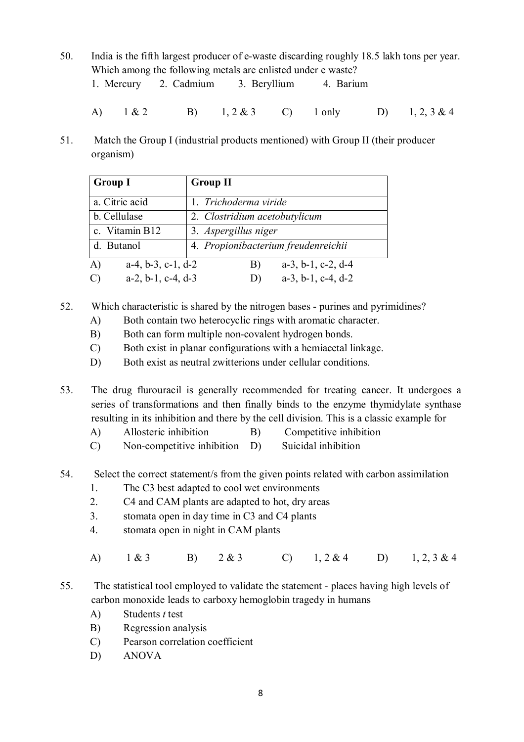50. India is the fifth largest producer of e-waste discarding roughly 18.5 lakh tons per year. Which among the following metals are enlisted under e waste?

1. Mercury  2. Cadmium  3. Beryllium  4. Barium

A) 1 & 2  B) 1, 2 & 3  C) 1 only  D) 1, 2, 3 & 4

51. Match the Group I (industrial products mentioned) with Group II (their producer organism)

| Group I | Group II |
|---|---|
| a. Citric acid | 1. *Trichoderma viride* |
| b. Cellulase | 2. *Clostridium acetobutylicum* |
| c. Vitamin B12 | 3. *Aspergillus niger* |
| d. Butanol | 4. *Propionibacterium freudenreichii* |

A) a-4, b-3, c-1, d-2  B) a-3, b-1, c-2, d-4

C) a-2, b-1, c-4, d-3  D) a-3, b-1, c-4, d-2

52. Which characteristic is shared by the nitrogen bases - purines and pyrimidines?

A) Both contain two heterocyclic rings with aromatic character.

B) Both can form multiple non-covalent hydrogen bonds.

C) Both exist in planar configurations with a hemiacetal linkage.

D) Both exist as neutral zwitterions under cellular conditions.

53. The drug flurouracil is generally recommended for treating cancer. It undergoes a series of transformations and then finally binds to the enzyme thymidylate synthase resulting in its inhibition and there by the cell division. This is a classic example for

A) Allosteric inhibition  B) Competitive inhibition

C) Non-competitive inhibition  D) Suicidal inhibition

54. Select the correct statement/s from the given points related with carbon assimilation

1. The C3 best adapted to cool wet environments
2. C4 and CAM plants are adapted to hot, dry areas
3. stomata open in day time in C3 and C4 plants
4. stomata open in night in CAM plants

A) 1 & 3  B) 2 & 3  C) 1, 2 & 4  D) 1, 2, 3 & 4

55. The statistical tool employed to validate the statement - places having high levels of carbon monoxide leads to carboxy hemoglobin tragedy in humans

A) Students *t* test

B) Regression analysis

C) Pearson correlation coefficient

D) ANOVA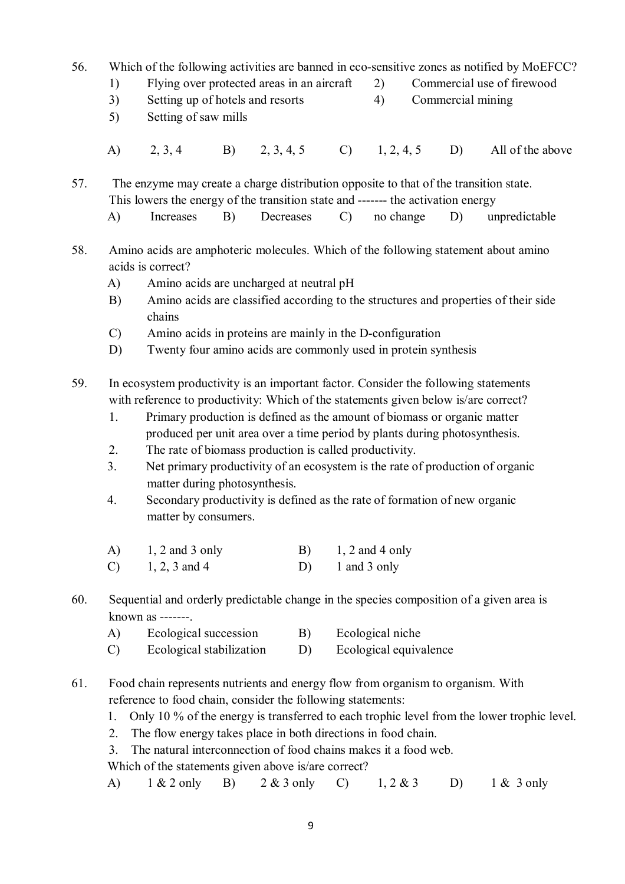56. Which of the following activities are banned in eco-sensitive zones as notified by MoEFCC?

1) Flying over protected areas in an aircraft
2) Commercial use of firewood
3) Setting up of hotels and resorts
4) Commercial mining
5) Setting of saw mills

A) 2, 3, 4 B) 2, 3, 4, 5 C) 1, 2, 4, 5 D) All of the above

57. The enzyme may create a charge distribution opposite to that of the transition state. This lowers the energy of the transition state and ------- the activation energy

A) Increases B) Decreases C) no change D) unpredictable

58. Amino acids are amphoteric molecules. Which of the following statement about amino acids is correct?

A) Amino acids are uncharged at neutral pH
B) Amino acids are classified according to the structures and properties of their side chains
C) Amino acids in proteins are mainly in the D-configuration
D) Twenty four amino acids are commonly used in protein synthesis

59. In ecosystem productivity is an important factor. Consider the following statements with reference to productivity: Which of the statements given below is/are correct?

1. Primary production is defined as the amount of biomass or organic matter produced per unit area over a time period by plants during photosynthesis.
2. The rate of biomass production is called productivity.
3. Net primary productivity of an ecosystem is the rate of production of organic matter during photosynthesis.
4. Secondary productivity is defined as the rate of formation of new organic matter by consumers.

A) 1, 2 and 3 only B) 1, 2 and 4 only
C) 1, 2, 3 and 4 D) 1 and 3 only

60. Sequential and orderly predictable change in the species composition of a given area is known as -------.

A) Ecological succession B) Ecological niche
C) Ecological stabilization D) Ecological equivalence

61. Food chain represents nutrients and energy flow from organism to organism. With reference to food chain, consider the following statements:

1. Only 10 % of the energy is transferred to each trophic level from the lower trophic level.
2. The flow energy takes place in both directions in food chain.
3. The natural interconnection of food chains makes it a food web.

Which of the statements given above is/are correct?

A) 1 & 2 only B) 2 & 3 only C) 1, 2 & 3 D) 1 & 3 only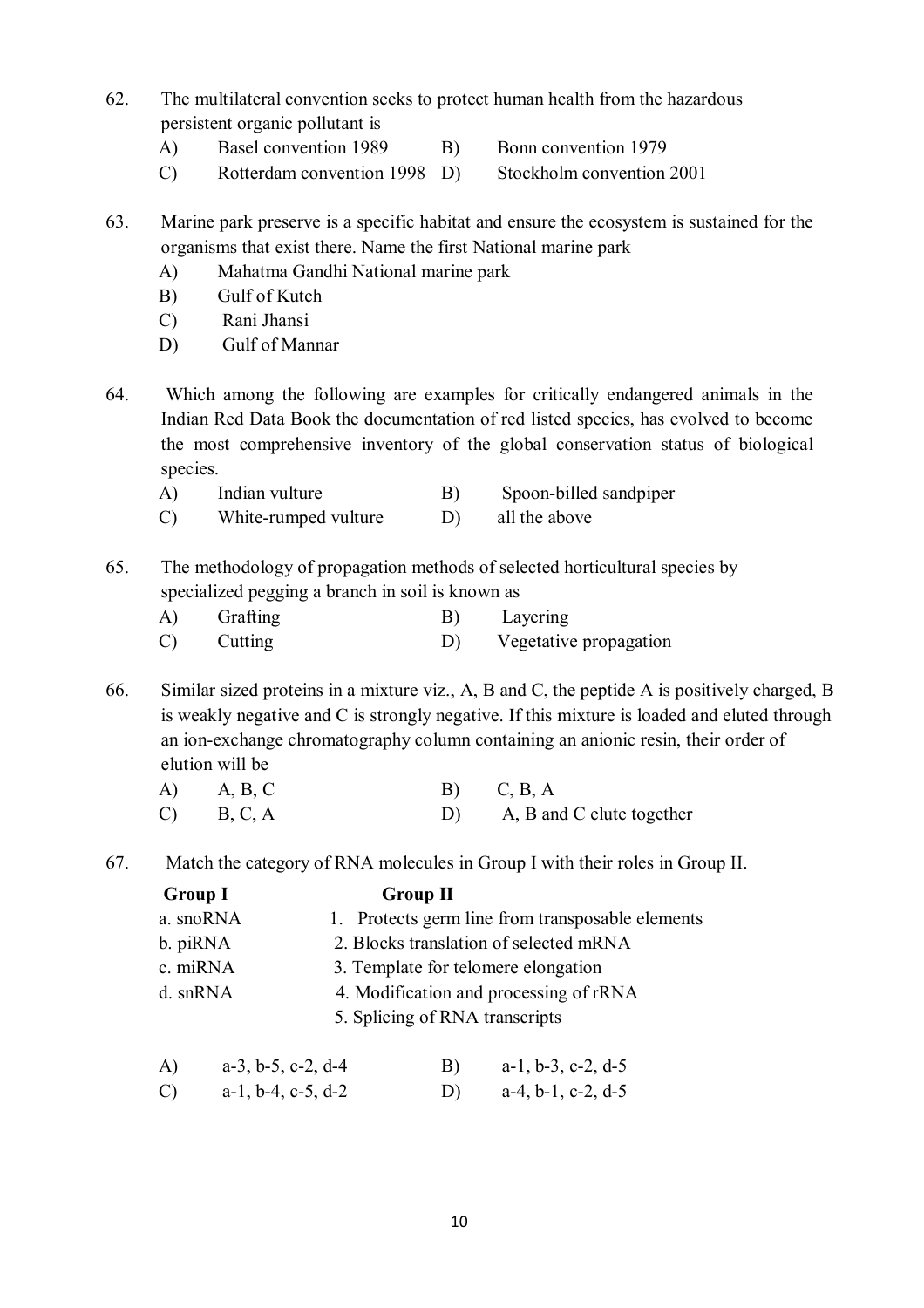62. The multilateral convention seeks to protect human health from the hazardous persistent organic pollutant is

    A) Basel convention 1989
    B) Bonn convention 1979
    C) Rotterdam convention 1998
    D) Stockholm convention 2001

63. Marine park preserve is a specific habitat and ensure the ecosystem is sustained for the organisms that exist there. Name the first National marine park

    A) Mahatma Gandhi National marine park
    B) Gulf of Kutch
    C) Rani Jhansi
    D) Gulf of Mannar

64. Which among the following are examples for critically endangered animals in the Indian Red Data Book the documentation of red listed species, has evolved to become the most comprehensive inventory of the global conservation status of biological species.

    A) Indian vulture
    B) Spoon-billed sandpiper
    C) White-rumped vulture
    D) all the above

65. The methodology of propagation methods of selected horticultural species by specialized pegging a branch in soil is known as

    A) Grafting
    B) Layering
    C) Cutting
    D) Vegetative propagation

66. Similar sized proteins in a mixture viz., A, B and C, the peptide A is positively charged, B is weakly negative and C is strongly negative. If this mixture is loaded and eluted through an ion-exchange chromatography column containing an anionic resin, their order of elution will be

    A) A, B, C
    B) C, B, A
    C) B, C, A
    D) A, B and C elute together

67. Match the category of RNA molecules in Group I with their roles in Group II.

| **Group I** | **Group II** |
|---|---|
| a. snoRNA | 1. Protects germ line from transposable elements |
| b. piRNA | 2. Blocks translation of selected mRNA |
| c. miRNA | 3. Template for telomere elongation |
| d. snRNA | 4. Modification and processing of rRNA |
| | 5. Splicing of RNA transcripts |

    A) a-3, b-5, c-2, d-4
    B) a-1, b-3, c-2, d-5
    C) a-1, b-4, c-5, d-2
    D) a-4, b-1, c-2, d-5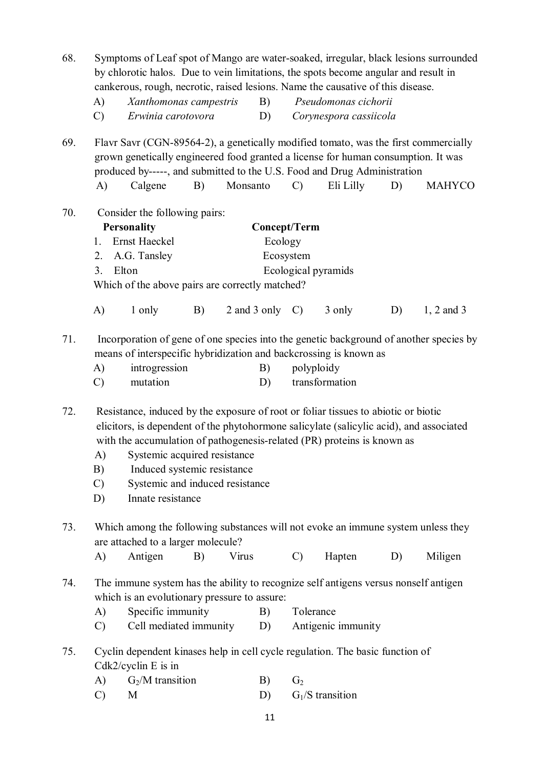68. Symptoms of Leaf spot of Mango are water-soaked, irregular, black lesions surrounded by chlorotic halos. Due to vein limitations, the spots become angular and result in cankerous, rough, necrotic, raised lesions. Name the causative of this disease.

A) *Xanthomonas campestris* B) *Pseudomonas cichorii*
C) *Erwinia carotovora* D) *Corynespora cassiicola*

69. Flavr Savr (CGN-89564-2), a genetically modified tomato, was the first commercially grown genetically engineered food granted a license for human consumption. It was produced by-----, and submitted to the U.S. Food and Drug Administration

A) Calgene B) Monsanto C) Eli Lilly D) MAHYCO

70. Consider the following pairs:

| Personality | Concept/Term |
|---|---|
| 1. Ernst Haeckel | Ecology |
| 2. A.G. Tansley | Ecosystem |
| 3. Elton | Ecological pyramids |

Which of the above pairs are correctly matched?

A) 1 only B) 2 and 3 only C) 3 only D) 1, 2 and 3

71. Incorporation of gene of one species into the genetic background of another species by means of interspecific hybridization and backcrossing is known as

A) introgression B) polyploidy
C) mutation D) transformation

72. Resistance, induced by the exposure of root or foliar tissues to abiotic or biotic elicitors, is dependent of the phytohormone salicylate (salicylic acid), and associated with the accumulation of pathogenesis-related (PR) proteins is known as

A) Systemic acquired resistance
B) Induced systemic resistance
C) Systemic and induced resistance
D) Innate resistance

73. Which among the following substances will not evoke an immune system unless they are attached to a larger molecule?

A) Antigen B) Virus C) Hapten D) Miligen

74. The immune system has the ability to recognize self antigens versus nonself antigen which is an evolutionary pressure to assure:

A) Specific immunity B) Tolerance
C) Cell mediated immunity D) Antigenic immunity

75. Cyclin dependent kinases help in cell cycle regulation. The basic function of Cdk2/cyclin E is in

A) $G_2$/M transition B) $G_2$
C) M D) $G_1$/S transition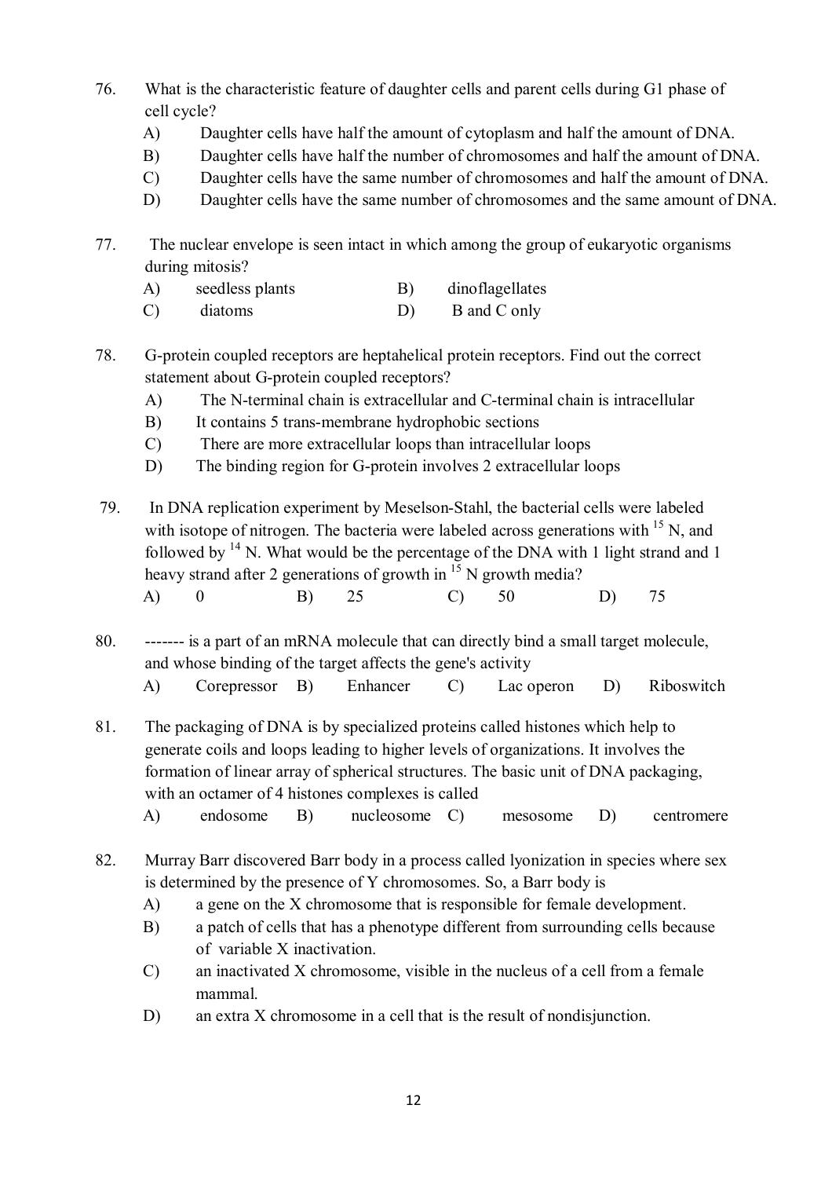76. What is the characteristic feature of daughter cells and parent cells during G1 phase of cell cycle?

    A) Daughter cells have half the amount of cytoplasm and half the amount of DNA.
    B) Daughter cells have half the number of chromosomes and half the amount of DNA.
    C) Daughter cells have the same number of chromosomes and half the amount of DNA.
    D) Daughter cells have the same number of chromosomes and the same amount of DNA.

77. The nuclear envelope is seen intact in which among the group of eukaryotic organisms during mitosis?

    A) seedless plants
    B) dinoflagellates
    C) diatoms
    D) B and C only

78. G-protein coupled receptors are heptahelical protein receptors. Find out the correct statement about G-protein coupled receptors?

    A) The N-terminal chain is extracellular and C-terminal chain is intracellular
    B) It contains 5 trans-membrane hydrophobic sections
    C) There are more extracellular loops than intracellular loops
    D) The binding region for G-protein involves 2 extracellular loops

79. In DNA replication experiment by Meselson-Stahl, the bacterial cells were labeled with isotope of nitrogen. The bacteria were labeled across generations with $^{15}N$, and followed by $^{14}N$. What would be the percentage of the DNA with 1 light strand and 1 heavy strand after 2 generations of growth in $^{15}N$ growth media?

    A) 0
    B) 25
    C) 50
    D) 75

80. ------- is a part of an mRNA molecule that can directly bind a small target molecule, and whose binding of the target affects the gene's activity

    A) Corepressor
    B) Enhancer
    C) Lac operon
    D) Riboswitch

81. The packaging of DNA is by specialized proteins called histones which help to generate coils and loops leading to higher levels of organizations. It involves the formation of linear array of spherical structures. The basic unit of DNA packaging, with an octamer of 4 histones complexes is called

    A) endosome
    B) nucleosome
    C) mesosome
    D) centromere

82. Murray Barr discovered Barr body in a process called lyonization in species where sex is determined by the presence of Y chromosomes. So, a Barr body is

    A) a gene on the X chromosome that is responsible for female development.
    B) a patch of cells that has a phenotype different from surrounding cells because of variable X inactivation.
    C) an inactivated X chromosome, visible in the nucleus of a cell from a female mammal.
    D) an extra X chromosome in a cell that is the result of nondisjunction.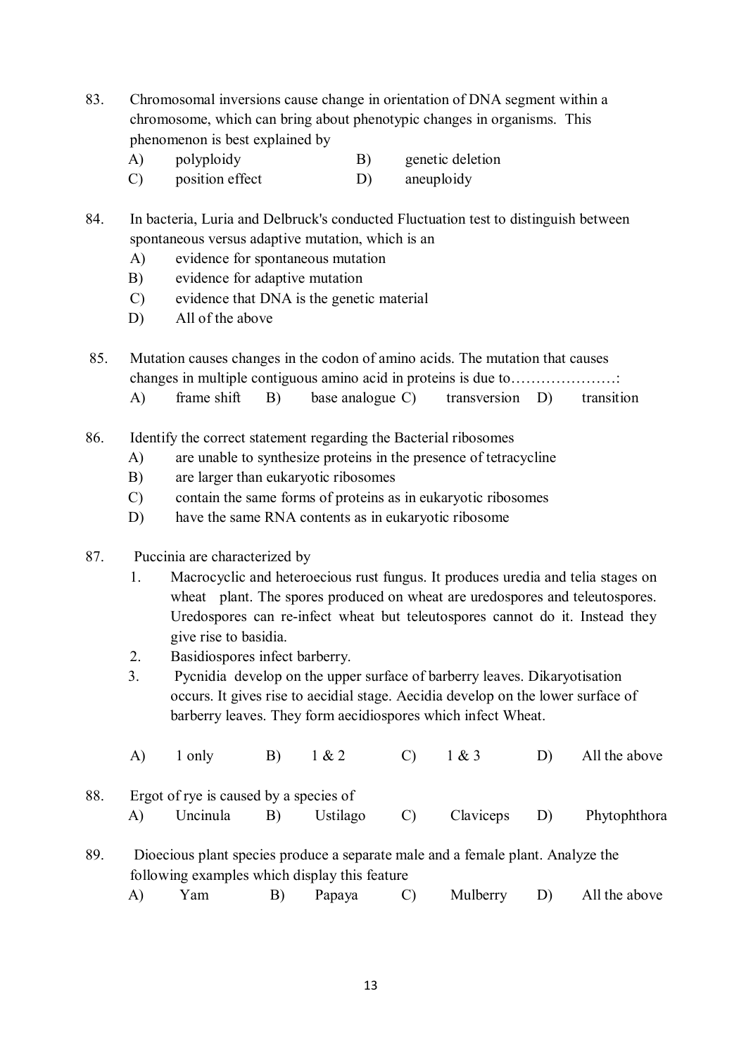83. Chromosomal inversions cause change in orientation of DNA segment within a chromosome, which can bring about phenotypic changes in organisms. This phenomenon is best explained by

A) polyploidy
B) genetic deletion
C) position effect
D) aneuploidy

84. In bacteria, Luria and Delbruck's conducted Fluctuation test to distinguish between spontaneous versus adaptive mutation, which is an

A) evidence for spontaneous mutation
B) evidence for adaptive mutation
C) evidence that DNA is the genetic material
D) All of the above

85. Mutation causes changes in the codon of amino acids. The mutation that causes changes in multiple contiguous amino acid in proteins is due to…………………:

A) frame shift
B) base analogue
C) transversion
D) transition

86. Identify the correct statement regarding the Bacterial ribosomes

A) are unable to synthesize proteins in the presence of tetracycline
B) are larger than eukaryotic ribosomes
C) contain the same forms of proteins as in eukaryotic ribosomes
D) have the same RNA contents as in eukaryotic ribosome

87. Puccinia are characterized by

1. Macrocyclic and heteroecious rust fungus. It produces uredia and telia stages on wheat plant. The spores produced on wheat are uredospores and teleutospores. Uredospores can re-infect wheat but teleutospores cannot do it. Instead they give rise to basidia.
2. Basidiospores infect barberry.
3. Pycnidia develop on the upper surface of barberry leaves. Dikaryotisation occurs. It gives rise to aecidial stage. Aecidia develop on the lower surface of barberry leaves. They form aecidiospores which infect Wheat.

A) 1 only
B) 1 & 2
C) 1 & 3
D) All the above

88. Ergot of rye is caused by a species of

A) Uncinula
B) Ustilago
C) Claviceps
D) Phytophthora

89. Dioecious plant species produce a separate male and a female plant. Analyze the following examples which display this feature

A) Yam
B) Papaya
C) Mulberry
D) All the above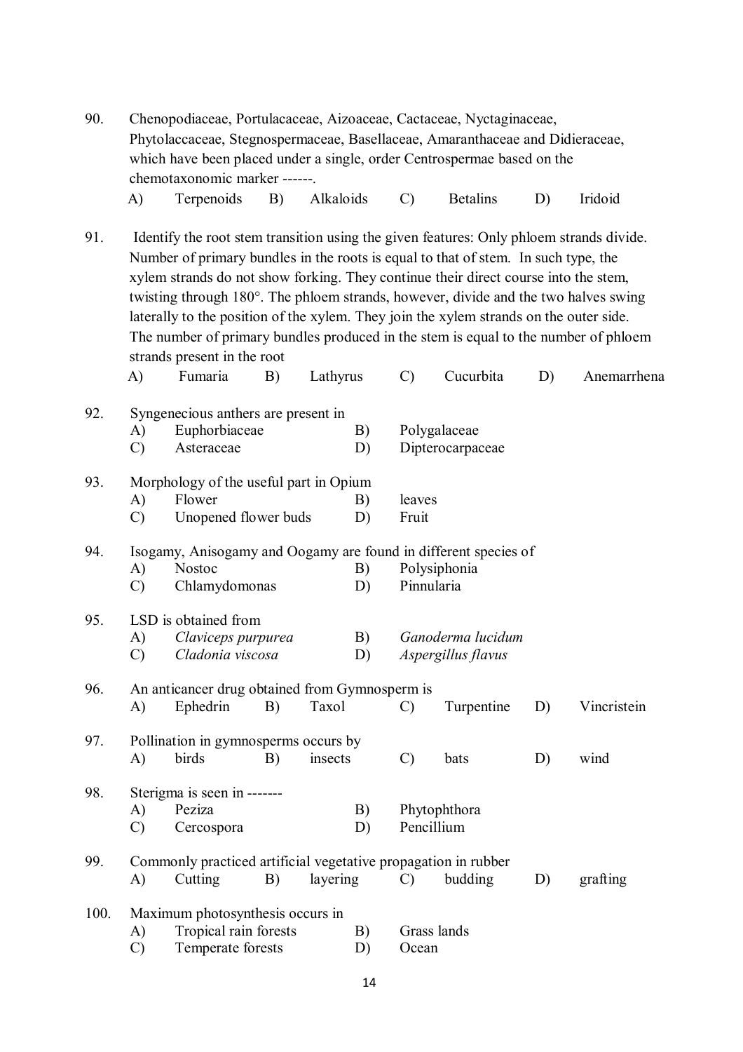90. Chenopodiaceae, Portulacaceae, Aizoaceae, Cactaceae, Nyctaginaceae, Phytolaccaceae, Stegnospermaceae, Basellaceae, Amaranthaceae and Didieraceae, which have been placed under a single, order Centrospermae based on the chemotaxonomic marker ------.

A) Terpenoids B) Alkaloids C) Betalins D) Iridoid

91. Identify the root stem transition using the given features: Only phloem strands divide. Number of primary bundles in the roots is equal to that of stem. In such type, the xylem strands do not show forking. They continue their direct course into the stem, twisting through 180°. The phloem strands, however, divide and the two halves swing laterally to the position of the xylem. They join the xylem strands on the outer side. The number of primary bundles produced in the stem is equal to the number of phloem strands present in the root

A) Fumaria B) Lathyrus C) Cucurbita D) Anemarrhena

92. Syngenecious anthers are present in

A) Euphorbiaceae B) Polygalaceae
C) Asteraceae D) Dipterocarpaceae

93. Morphology of the useful part in Opium

A) Flower B) leaves
C) Unopened flower buds D) Fruit

94. Isogamy, Anisogamy and Oogamy are found in different species of

A) Nostoc B) Polysiphonia
C) Chlamydomonas D) Pinnularia

95. LSD is obtained from

A) *Claviceps purpurea* B) *Ganoderma lucidum*
C) *Cladonia viscosa* D) *Aspergillus flavus*

96. An anticancer drug obtained from Gymnosperm is

A) Ephedrin B) Taxol C) Turpentine D) Vincristein

97. Pollination in gymnosperms occurs by

A) birds B) insects C) bats D) wind

98. Sterigma is seen in -------

A) Peziza B) Phytophthora
C) Cercospora D) Pencillium

99. Commonly practiced artificial vegetative propagation in rubber

A) Cutting B) layering C) budding D) grafting

100. Maximum photosynthesis occurs in

A) Tropical rain forests B) Grass lands
C) Temperate forests D) Ocean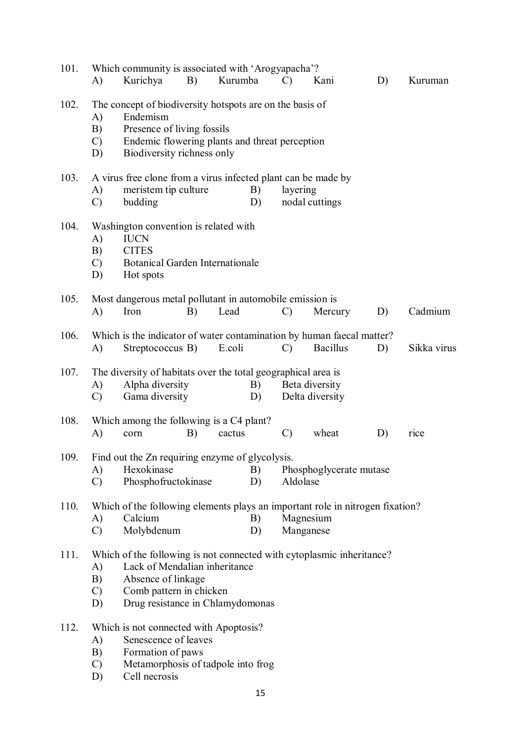101. Which community is associated with 'Arogyapacha'?
A) Kurichya B) Kurumba C) Kani D) Kuruman

102. The concept of biodiversity hotspots are on the basis of
A) Endemism
B) Presence of living fossils
C) Endemic flowering plants and threat perception
D) Biodiversity richness only

103. A virus free clone from a virus infected plant can be made by
A) meristem tip culture B) layering
C) budding D) nodal cuttings

104. Washington convention is related with
A) IUCN
B) CITES
C) Botanical Garden Internationale
D) Hot spots

105. Most dangerous metal pollutant in automobile emission is
A) Iron B) Lead C) Mercury D) Cadmium

106. Which is the indicator of water contamination by human faecal matter?
A) Streptococcus B) E.coli C) Bacillus D) Sikka virus

107. The diversity of habitats over the total geographical area is
A) Alpha diversity B) Beta diversity
C) Gama diversity D) Delta diversity

108. Which among the following is a C4 plant?
A) corn B) cactus C) wheat D) rice

109. Find out the Zn requiring enzyme of glycolysis.
A) Hexokinase B) Phosphoglycerate mutase
C) Phosphofructokinase D) Aldolase

110. Which of the following elements plays an important role in nitrogen fixation?
A) Calcium B) Magnesium
C) Molybdenum D) Manganese

111. Which of the following is not connected with cytoplasmic inheritance?
A) Lack of Mendalian inheritance
B) Absence of linkage
C) Comb pattern in chicken
D) Drug resistance in Chlamydomonas

112. Which is not connected with Apoptosis?
A) Senescence of leaves
B) Formation of paws
C) Metamorphosis of tadpole into frog
D) Cell necrosis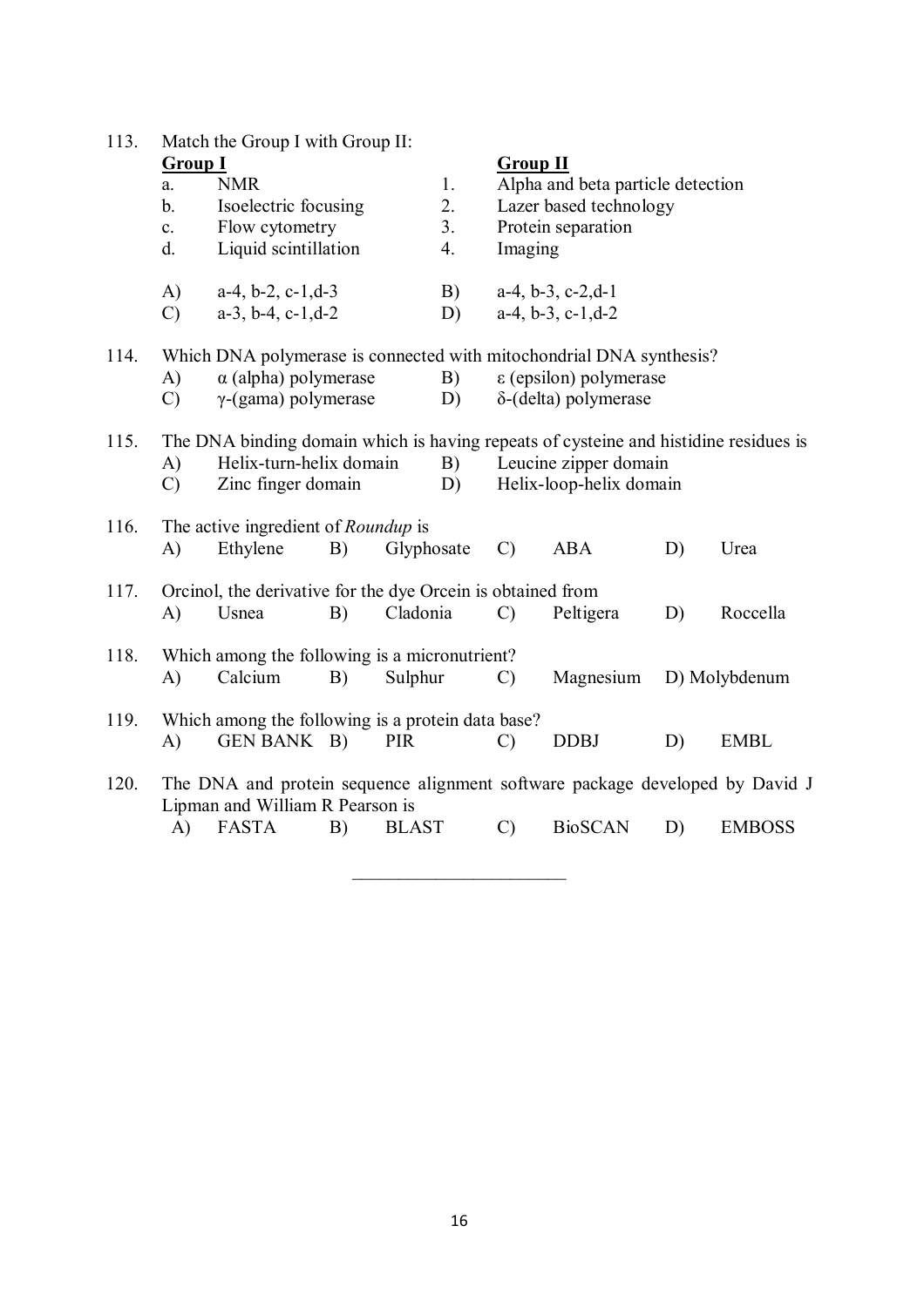113. Match the Group I with Group II:

| **Group I** | | | **Group II** |
|---|---|---|---|
| a. | NMR | 1. | Alpha and beta particle detection |
| b. | Isoelectric focusing | 2. | Lazer based technology |
| c. | Flow cytometry | 3. | Protein separation |
| d. | Liquid scintillation | 4. | Imaging |

A) a-4, b-2, c-1,d-3　　B) a-4, b-3, c-2,d-1
C) a-3, b-4, c-1,d-2　　D) a-4, b-3, c-1,d-2

114. Which DNA polymerase is connected with mitochondrial DNA synthesis?
A) α (alpha) polymerase　　B) ε (epsilon) polymerase
C) γ-(gama) polymerase　　D) δ-(delta) polymerase

115. The DNA binding domain which is having repeats of cysteine and histidine residues is
A) Helix-turn-helix domain　　B) Leucine zipper domain
C) Zinc finger domain　　D) Helix-loop-helix domain

116. The active ingredient of *Roundup* is
A) Ethylene　　B) Glyphosate　　C) ABA　　D) Urea

117. Orcinol, the derivative for the dye Orcein is obtained from
A) Usnea　　B) Cladonia　　C) Peltigera　　D) Roccella

118. Which among the following is a micronutrient?
A) Calcium　　B) Sulphur　　C) Magnesium　　D) Molybdenum

119. Which among the following is a protein data base?
A) GEN BANK　　B) PIR　　C) DDBJ　　D) EMBL

120. The DNA and protein sequence alignment software package developed by David J Lipman and William R Pearson is
A) FASTA　　B) BLAST　　C) BioSCAN　　D) EMBOSS